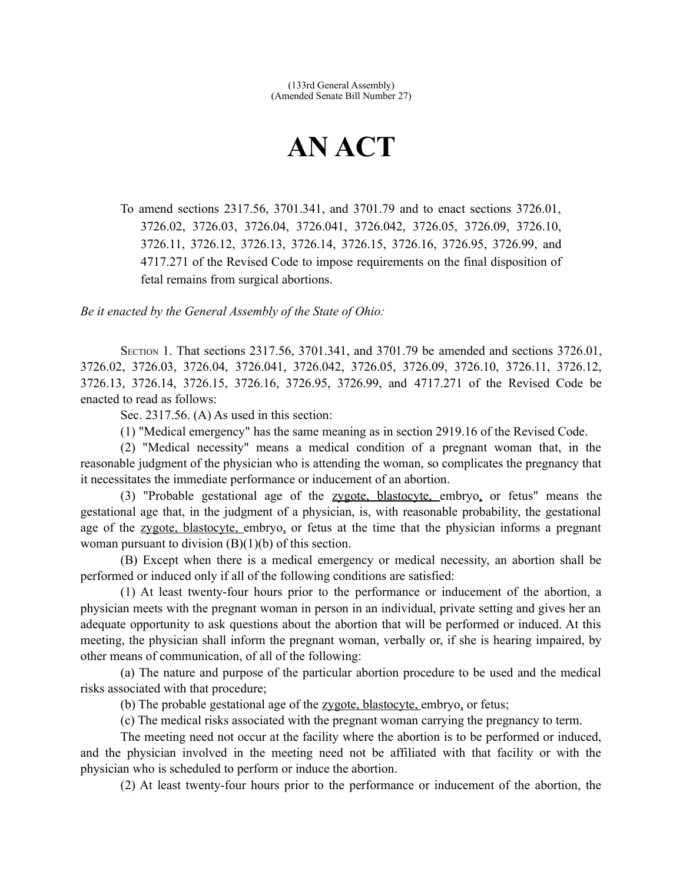(133rd General Assembly)
(Amended Senate Bill Number 27)

# AN ACT

To amend sections 2317.56, 3701.341, and 3701.79 and to enact sections 3726.01, 3726.02, 3726.03, 3726.04, 3726.041, 3726.042, 3726.05, 3726.09, 3726.10, 3726.11, 3726.12, 3726.13, 3726.14, 3726.15, 3726.16, 3726.95, 3726.99, and 4717.271 of the Revised Code to impose requirements on the final disposition of fetal remains from surgical abortions.

*Be it enacted by the General Assembly of the State of Ohio:*

Section 1. That sections 2317.56, 3701.341, and 3701.79 be amended and sections 3726.01, 3726.02, 3726.03, 3726.04, 3726.041, 3726.042, 3726.05, 3726.09, 3726.10, 3726.11, 3726.12, 3726.13, 3726.14, 3726.15, 3726.16, 3726.95, 3726.99, and 4717.271 of the Revised Code be enacted to read as follows:

Sec. 2317.56. (A) As used in this section:

(1) "Medical emergency" has the same meaning as in section 2919.16 of the Revised Code.

(2) "Medical necessity" means a medical condition of a pregnant woman that, in the reasonable judgment of the physician who is attending the woman, so complicates the pregnancy that it necessitates the immediate performance or inducement of an abortion.

(3) "Probable gestational age of the zygote, blastocyte, embryo, or fetus" means the gestational age that, in the judgment of a physician, is, with reasonable probability, the gestational age of the zygote, blastocyte, embryo, or fetus at the time that the physician informs a pregnant woman pursuant to division (B)(1)(b) of this section.

(B) Except when there is a medical emergency or medical necessity, an abortion shall be performed or induced only if all of the following conditions are satisfied:

(1) At least twenty-four hours prior to the performance or inducement of the abortion, a physician meets with the pregnant woman in person in an individual, private setting and gives her an adequate opportunity to ask questions about the abortion that will be performed or induced. At this meeting, the physician shall inform the pregnant woman, verbally or, if she is hearing impaired, by other means of communication, of all of the following:

(a) The nature and purpose of the particular abortion procedure to be used and the medical risks associated with that procedure;

(b) The probable gestational age of the zygote, blastocyte, embryo, or fetus;

(c) The medical risks associated with the pregnant woman carrying the pregnancy to term.

The meeting need not occur at the facility where the abortion is to be performed or induced, and the physician involved in the meeting need not be affiliated with that facility or with the physician who is scheduled to perform or induce the abortion.

(2) At least twenty-four hours prior to the performance or inducement of the abortion, the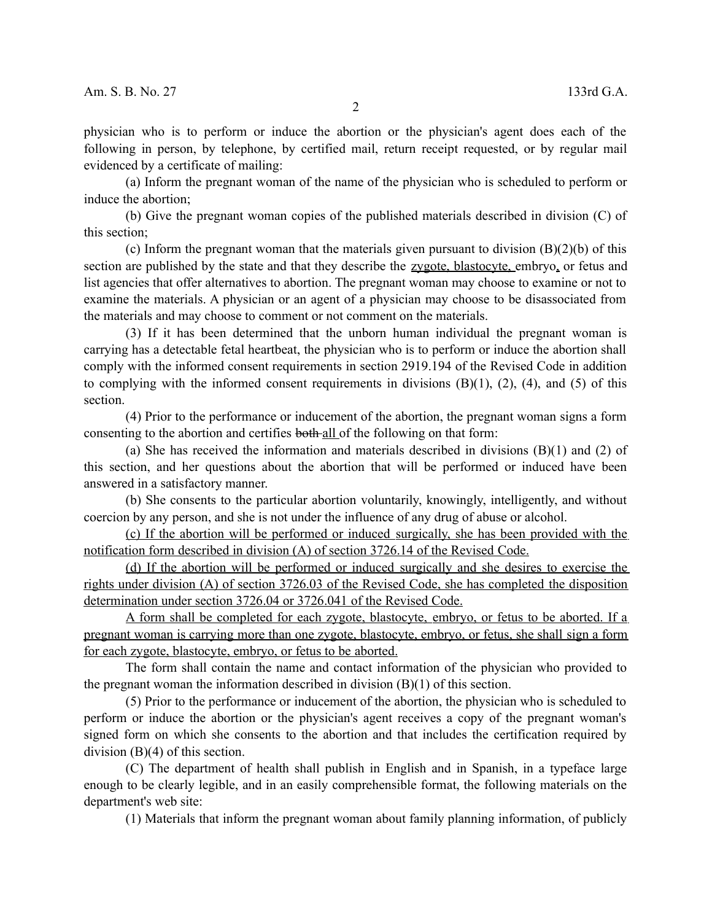physician who is to perform or induce the abortion or the physician's agent does each of the following in person, by telephone, by certified mail, return receipt requested, or by regular mail evidenced by a certificate of mailing:

(a) Inform the pregnant woman of the name of the physician who is scheduled to perform or induce the abortion;

(b) Give the pregnant woman copies of the published materials described in division (C) of this section;

(c) Inform the pregnant woman that the materials given pursuant to division (B)(2)(b) of this section are published by the state and that they describe the zygote, blastocyte, embryo, or fetus and list agencies that offer alternatives to abortion. The pregnant woman may choose to examine or not to examine the materials. A physician or an agent of a physician may choose to be disassociated from the materials and may choose to comment or not comment on the materials.

(3) If it has been determined that the unborn human individual the pregnant woman is carrying has a detectable fetal heartbeat, the physician who is to perform or induce the abortion shall comply with the informed consent requirements in section 2919.194 of the Revised Code in addition to complying with the informed consent requirements in divisions (B)(1), (2), (4), and (5) of this section.

(4) Prior to the performance or inducement of the abortion, the pregnant woman signs a form consenting to the abortion and certifies ~~both~~ all of the following on that form:

(a) She has received the information and materials described in divisions (B)(1) and (2) of this section, and her questions about the abortion that will be performed or induced have been answered in a satisfactory manner.

(b) She consents to the particular abortion voluntarily, knowingly, intelligently, and without coercion by any person, and she is not under the influence of any drug of abuse or alcohol.

(c) If the abortion will be performed or induced surgically, she has been provided with the notification form described in division (A) of section 3726.14 of the Revised Code.

(d) If the abortion will be performed or induced surgically and she desires to exercise the rights under division (A) of section 3726.03 of the Revised Code, she has completed the disposition determination under section 3726.04 or 3726.041 of the Revised Code.

A form shall be completed for each zygote, blastocyte, embryo, or fetus to be aborted. If a pregnant woman is carrying more than one zygote, blastocyte, embryo, or fetus, she shall sign a form for each zygote, blastocyte, embryo, or fetus to be aborted.

The form shall contain the name and contact information of the physician who provided to the pregnant woman the information described in division (B)(1) of this section.

(5) Prior to the performance or inducement of the abortion, the physician who is scheduled to perform or induce the abortion or the physician's agent receives a copy of the pregnant woman's signed form on which she consents to the abortion and that includes the certification required by division (B)(4) of this section.

(C) The department of health shall publish in English and in Spanish, in a typeface large enough to be clearly legible, and in an easily comprehensible format, the following materials on the department's web site:

(1) Materials that inform the pregnant woman about family planning information, of publicly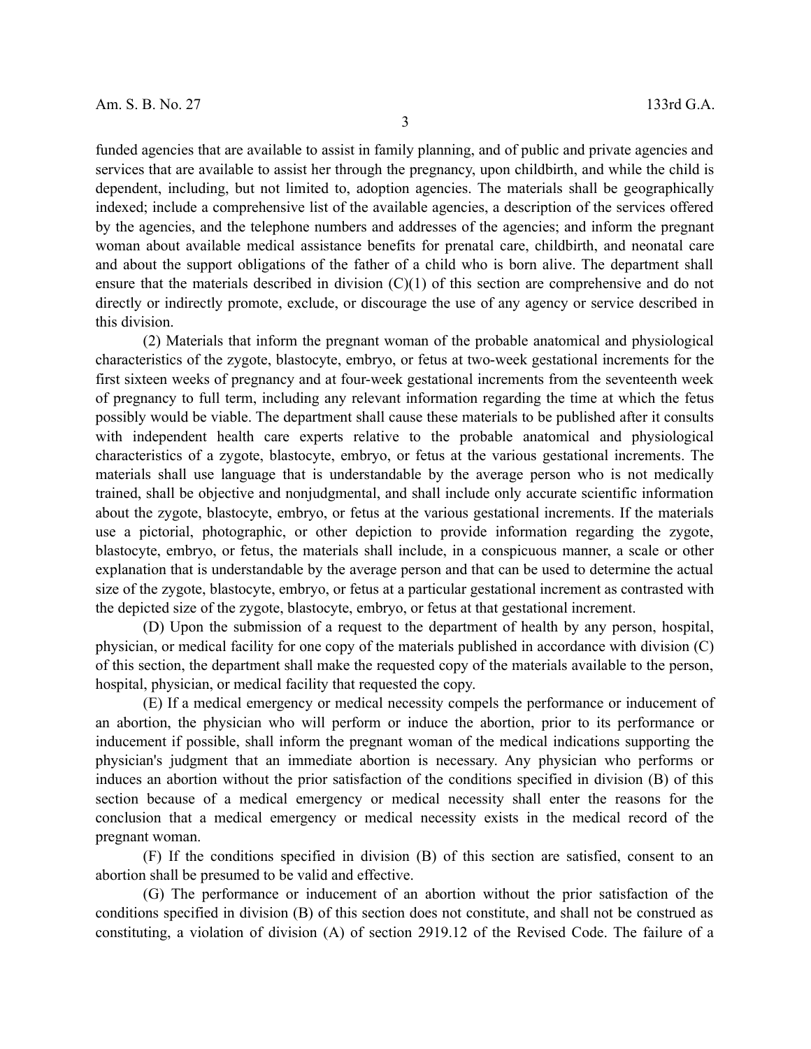funded agencies that are available to assist in family planning, and of public and private agencies and services that are available to assist her through the pregnancy, upon childbirth, and while the child is dependent, including, but not limited to, adoption agencies. The materials shall be geographically indexed; include a comprehensive list of the available agencies, a description of the services offered by the agencies, and the telephone numbers and addresses of the agencies; and inform the pregnant woman about available medical assistance benefits for prenatal care, childbirth, and neonatal care and about the support obligations of the father of a child who is born alive. The department shall ensure that the materials described in division (C)(1) of this section are comprehensive and do not directly or indirectly promote, exclude, or discourage the use of any agency or service described in this division.

(2) Materials that inform the pregnant woman of the probable anatomical and physiological characteristics of the zygote, blastocyte, embryo, or fetus at two-week gestational increments for the first sixteen weeks of pregnancy and at four-week gestational increments from the seventeenth week of pregnancy to full term, including any relevant information regarding the time at which the fetus possibly would be viable. The department shall cause these materials to be published after it consults with independent health care experts relative to the probable anatomical and physiological characteristics of a zygote, blastocyte, embryo, or fetus at the various gestational increments. The materials shall use language that is understandable by the average person who is not medically trained, shall be objective and nonjudgmental, and shall include only accurate scientific information about the zygote, blastocyte, embryo, or fetus at the various gestational increments. If the materials use a pictorial, photographic, or other depiction to provide information regarding the zygote, blastocyte, embryo, or fetus, the materials shall include, in a conspicuous manner, a scale or other explanation that is understandable by the average person and that can be used to determine the actual size of the zygote, blastocyte, embryo, or fetus at a particular gestational increment as contrasted with the depicted size of the zygote, blastocyte, embryo, or fetus at that gestational increment.

(D) Upon the submission of a request to the department of health by any person, hospital, physician, or medical facility for one copy of the materials published in accordance with division (C) of this section, the department shall make the requested copy of the materials available to the person, hospital, physician, or medical facility that requested the copy.

(E) If a medical emergency or medical necessity compels the performance or inducement of an abortion, the physician who will perform or induce the abortion, prior to its performance or inducement if possible, shall inform the pregnant woman of the medical indications supporting the physician's judgment that an immediate abortion is necessary. Any physician who performs or induces an abortion without the prior satisfaction of the conditions specified in division (B) of this section because of a medical emergency or medical necessity shall enter the reasons for the conclusion that a medical emergency or medical necessity exists in the medical record of the pregnant woman.

(F) If the conditions specified in division (B) of this section are satisfied, consent to an abortion shall be presumed to be valid and effective.

(G) The performance or inducement of an abortion without the prior satisfaction of the conditions specified in division (B) of this section does not constitute, and shall not be construed as constituting, a violation of division (A) of section 2919.12 of the Revised Code. The failure of a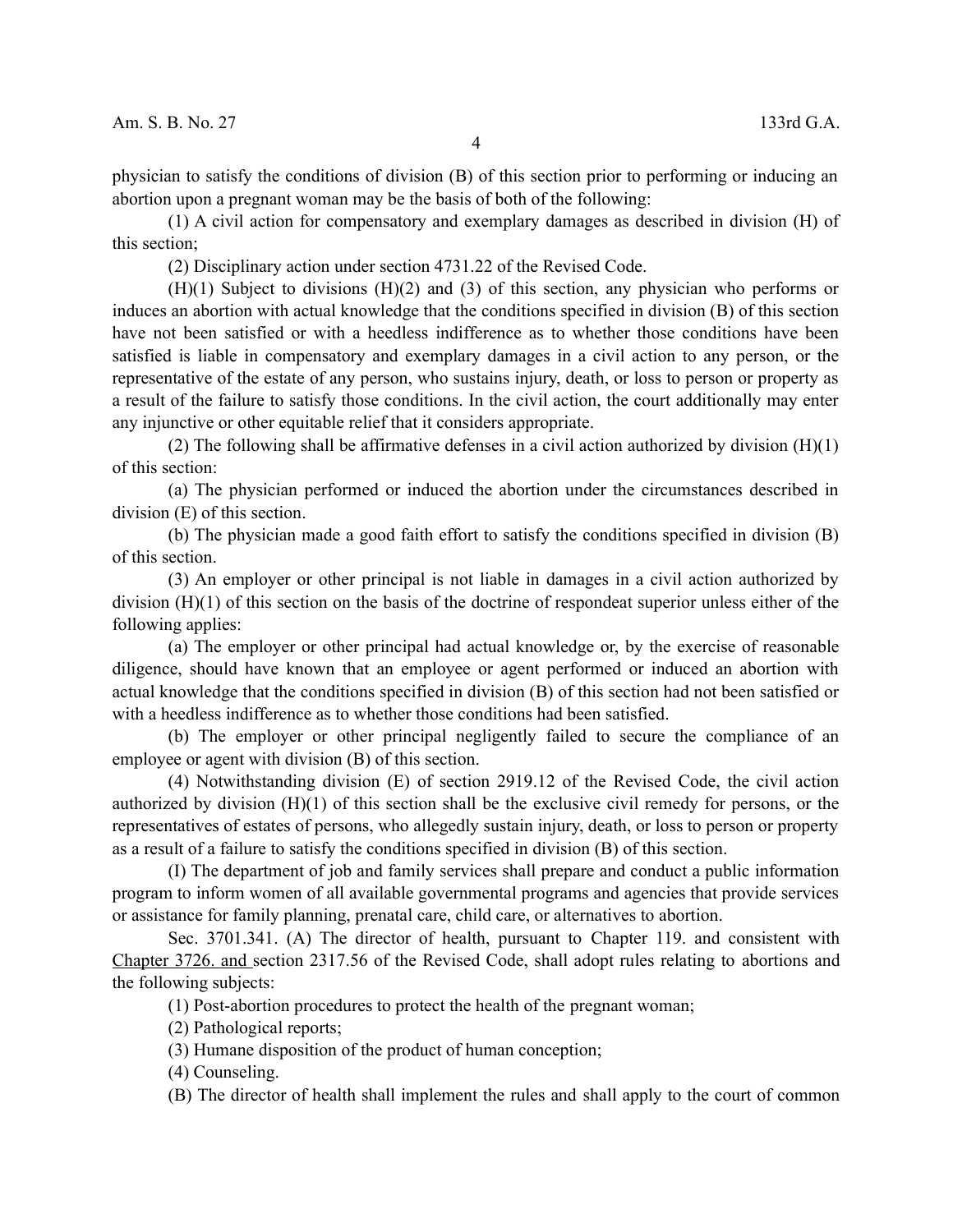physician to satisfy the conditions of division (B) of this section prior to performing or inducing an abortion upon a pregnant woman may be the basis of both of the following:

(1) A civil action for compensatory and exemplary damages as described in division (H) of this section;

(2) Disciplinary action under section 4731.22 of the Revised Code.

(H)(1) Subject to divisions (H)(2) and (3) of this section, any physician who performs or induces an abortion with actual knowledge that the conditions specified in division (B) of this section have not been satisfied or with a heedless indifference as to whether those conditions have been satisfied is liable in compensatory and exemplary damages in a civil action to any person, or the representative of the estate of any person, who sustains injury, death, or loss to person or property as a result of the failure to satisfy those conditions. In the civil action, the court additionally may enter any injunctive or other equitable relief that it considers appropriate.

(2) The following shall be affirmative defenses in a civil action authorized by division (H)(1) of this section:

(a) The physician performed or induced the abortion under the circumstances described in division (E) of this section.

(b) The physician made a good faith effort to satisfy the conditions specified in division (B) of this section.

(3) An employer or other principal is not liable in damages in a civil action authorized by division (H)(1) of this section on the basis of the doctrine of respondeat superior unless either of the following applies:

(a) The employer or other principal had actual knowledge or, by the exercise of reasonable diligence, should have known that an employee or agent performed or induced an abortion with actual knowledge that the conditions specified in division (B) of this section had not been satisfied or with a heedless indifference as to whether those conditions had been satisfied.

(b) The employer or other principal negligently failed to secure the compliance of an employee or agent with division (B) of this section.

(4) Notwithstanding division (E) of section 2919.12 of the Revised Code, the civil action authorized by division (H)(1) of this section shall be the exclusive civil remedy for persons, or the representatives of estates of persons, who allegedly sustain injury, death, or loss to person or property as a result of a failure to satisfy the conditions specified in division (B) of this section.

(I) The department of job and family services shall prepare and conduct a public information program to inform women of all available governmental programs and agencies that provide services or assistance for family planning, prenatal care, child care, or alternatives to abortion.

Sec. 3701.341. (A) The director of health, pursuant to Chapter 119. and consistent with Chapter 3726. and section 2317.56 of the Revised Code, shall adopt rules relating to abortions and the following subjects:

(1) Post-abortion procedures to protect the health of the pregnant woman;

(2) Pathological reports;

(3) Humane disposition of the product of human conception;

(4) Counseling.

(B) The director of health shall implement the rules and shall apply to the court of common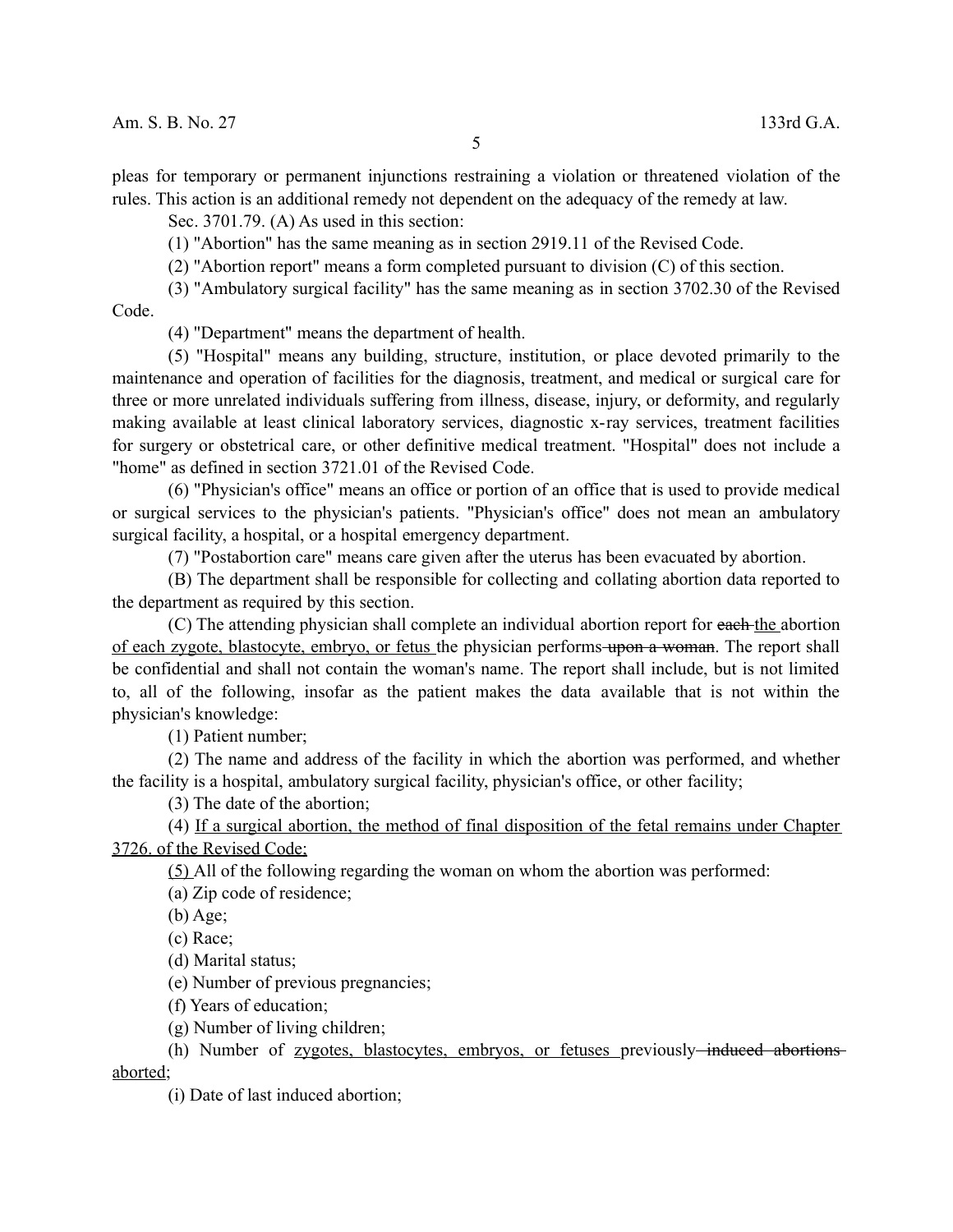pleas for temporary or permanent injunctions restraining a violation or threatened violation of the rules. This action is an additional remedy not dependent on the adequacy of the remedy at law.

Sec. 3701.79. (A) As used in this section:

(1) "Abortion" has the same meaning as in section 2919.11 of the Revised Code.

(2) "Abortion report" means a form completed pursuant to division (C) of this section.

(3) "Ambulatory surgical facility" has the same meaning as in section 3702.30 of the Revised Code.

(4) "Department" means the department of health.

(5) "Hospital" means any building, structure, institution, or place devoted primarily to the maintenance and operation of facilities for the diagnosis, treatment, and medical or surgical care for three or more unrelated individuals suffering from illness, disease, injury, or deformity, and regularly making available at least clinical laboratory services, diagnostic x-ray services, treatment facilities for surgery or obstetrical care, or other definitive medical treatment. "Hospital" does not include a "home" as defined in section 3721.01 of the Revised Code.

(6) "Physician's office" means an office or portion of an office that is used to provide medical or surgical services to the physician's patients. "Physician's office" does not mean an ambulatory surgical facility, a hospital, or a hospital emergency department.

(7) "Postabortion care" means care given after the uterus has been evacuated by abortion.

(B) The department shall be responsible for collecting and collating abortion data reported to the department as required by this section.

(C) The attending physician shall complete an individual abortion report for ~~each~~ <u>the</u> abortion <u>of each zygote, blastocyte, embryo, or fetus</u> the physician performs ~~upon a woman~~. The report shall be confidential and shall not contain the woman's name. The report shall include, but is not limited to, all of the following, insofar as the patient makes the data available that is not within the physician's knowledge:

(1) Patient number;

(2) The name and address of the facility in which the abortion was performed, and whether the facility is a hospital, ambulatory surgical facility, physician's office, or other facility;

(3) The date of the abortion;

(4) <u>If a surgical abortion, the method of final disposition of the fetal remains under Chapter 3726. of the Revised Code;</u>

<u>(5)</u> All of the following regarding the woman on whom the abortion was performed:

(a) Zip code of residence;

(b) Age;

(c) Race;

(d) Marital status;

(e) Number of previous pregnancies;

(f) Years of education;

(g) Number of living children;

(h) Number of <u>zygotes, blastocytes, embryos, or fetuses</u> previously ~~induced abortions~~ <u>aborted</u>;

(i) Date of last induced abortion;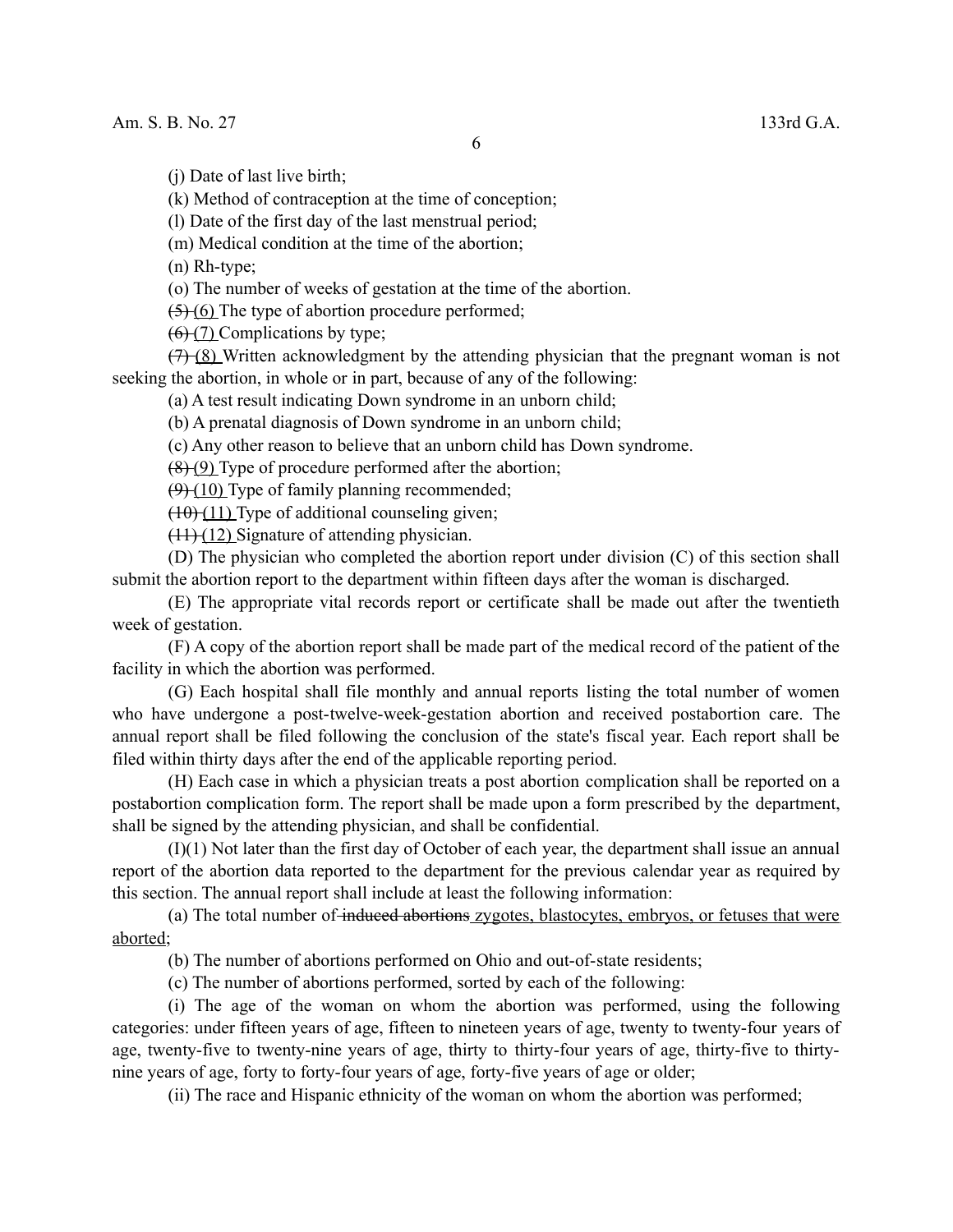(j) Date of last live birth;

(k) Method of contraception at the time of conception;

(l) Date of the first day of the last menstrual period;

(m) Medical condition at the time of the abortion;

(n) Rh-type;

(o) The number of weeks of gestation at the time of the abortion.

~~(5)~~ <u>(6)</u> The type of abortion procedure performed;

~~(6)~~ <u>(7)</u> Complications by type;

~~(7)~~ <u>(8)</u> Written acknowledgment by the attending physician that the pregnant woman is not seeking the abortion, in whole or in part, because of any of the following:

(a) A test result indicating Down syndrome in an unborn child;

(b) A prenatal diagnosis of Down syndrome in an unborn child;

(c) Any other reason to believe that an unborn child has Down syndrome.

~~(8)~~ <u>(9)</u> Type of procedure performed after the abortion;

~~(9)~~ <u>(10)</u> Type of family planning recommended;

~~(10)~~ <u>(11)</u> Type of additional counseling given;

~~(11)~~ <u>(12)</u> Signature of attending physician.

(D) The physician who completed the abortion report under division (C) of this section shall submit the abortion report to the department within fifteen days after the woman is discharged.

(E) The appropriate vital records report or certificate shall be made out after the twentieth week of gestation.

(F) A copy of the abortion report shall be made part of the medical record of the patient of the facility in which the abortion was performed.

(G) Each hospital shall file monthly and annual reports listing the total number of women who have undergone a post-twelve-week-gestation abortion and received postabortion care. The annual report shall be filed following the conclusion of the state's fiscal year. Each report shall be filed within thirty days after the end of the applicable reporting period.

(H) Each case in which a physician treats a post abortion complication shall be reported on a postabortion complication form. The report shall be made upon a form prescribed by the department, shall be signed by the attending physician, and shall be confidential.

(I)(1) Not later than the first day of October of each year, the department shall issue an annual report of the abortion data reported to the department for the previous calendar year as required by this section. The annual report shall include at least the following information:

(a) The total number of ~~induced abortions~~ <u>zygotes, blastocytes, embryos, or fetuses that were aborted</u>;

(b) The number of abortions performed on Ohio and out-of-state residents;

(c) The number of abortions performed, sorted by each of the following:

(i) The age of the woman on whom the abortion was performed, using the following categories: under fifteen years of age, fifteen to nineteen years of age, twenty to twenty-four years of age, twenty-five to twenty-nine years of age, thirty to thirty-four years of age, thirty-five to thirty-nine years of age, forty to forty-four years of age, forty-five years of age or older;

(ii) The race and Hispanic ethnicity of the woman on whom the abortion was performed;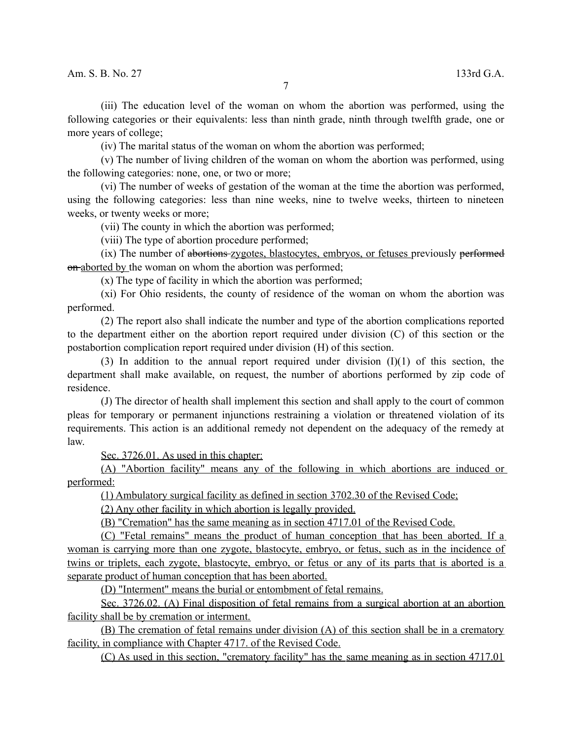(iii) The education level of the woman on whom the abortion was performed, using the following categories or their equivalents: less than ninth grade, ninth through twelfth grade, one or more years of college;

(iv) The marital status of the woman on whom the abortion was performed;

(v) The number of living children of the woman on whom the abortion was performed, using the following categories: none, one, or two or more;

(vi) The number of weeks of gestation of the woman at the time the abortion was performed, using the following categories: less than nine weeks, nine to twelve weeks, thirteen to nineteen weeks, or twenty weeks or more;

(vii) The county in which the abortion was performed;

(viii) The type of abortion procedure performed;

(ix) The number of ~~abortions~~ zygotes, blastocytes, embryos, or fetuses previously ~~performed on~~ aborted by the woman on whom the abortion was performed;

(x) The type of facility in which the abortion was performed;

(xi) For Ohio residents, the county of residence of the woman on whom the abortion was performed.

(2) The report also shall indicate the number and type of the abortion complications reported to the department either on the abortion report required under division (C) of this section or the postabortion complication report required under division (H) of this section.

(3) In addition to the annual report required under division (I)(1) of this section, the department shall make available, on request, the number of abortions performed by zip code of residence.

(J) The director of health shall implement this section and shall apply to the court of common pleas for temporary or permanent injunctions restraining a violation or threatened violation of its requirements. This action is an additional remedy not dependent on the adequacy of the remedy at law.

<u>Sec. 3726.01. As used in this chapter:</u>

<u>(A) "Abortion facility" means any of the following in which abortions are induced or performed:</u>

<u>(1) Ambulatory surgical facility as defined in section 3702.30 of the Revised Code;</u>

<u>(2) Any other facility in which abortion is legally provided.</u>

<u>(B) "Cremation" has the same meaning as in section 4717.01 of the Revised Code.</u>

<u>(C) "Fetal remains" means the product of human conception that has been aborted. If a woman is carrying more than one zygote, blastocyte, embryo, or fetus, such as in the incidence of twins or triplets, each zygote, blastocyte, embryo, or fetus or any of its parts that is aborted is a separate product of human conception that has been aborted.</u>

<u>(D) "Interment" means the burial or entombment of fetal remains.</u>

<u>Sec. 3726.02. (A) Final disposition of fetal remains from a surgical abortion at an abortion facility shall be by cremation or interment.</u>

<u>(B) The cremation of fetal remains under division (A) of this section shall be in a crematory facility, in compliance with Chapter 4717. of the Revised Code.</u>

<u>(C) As used in this section, "crematory facility" has the same meaning as in section 4717.01</u>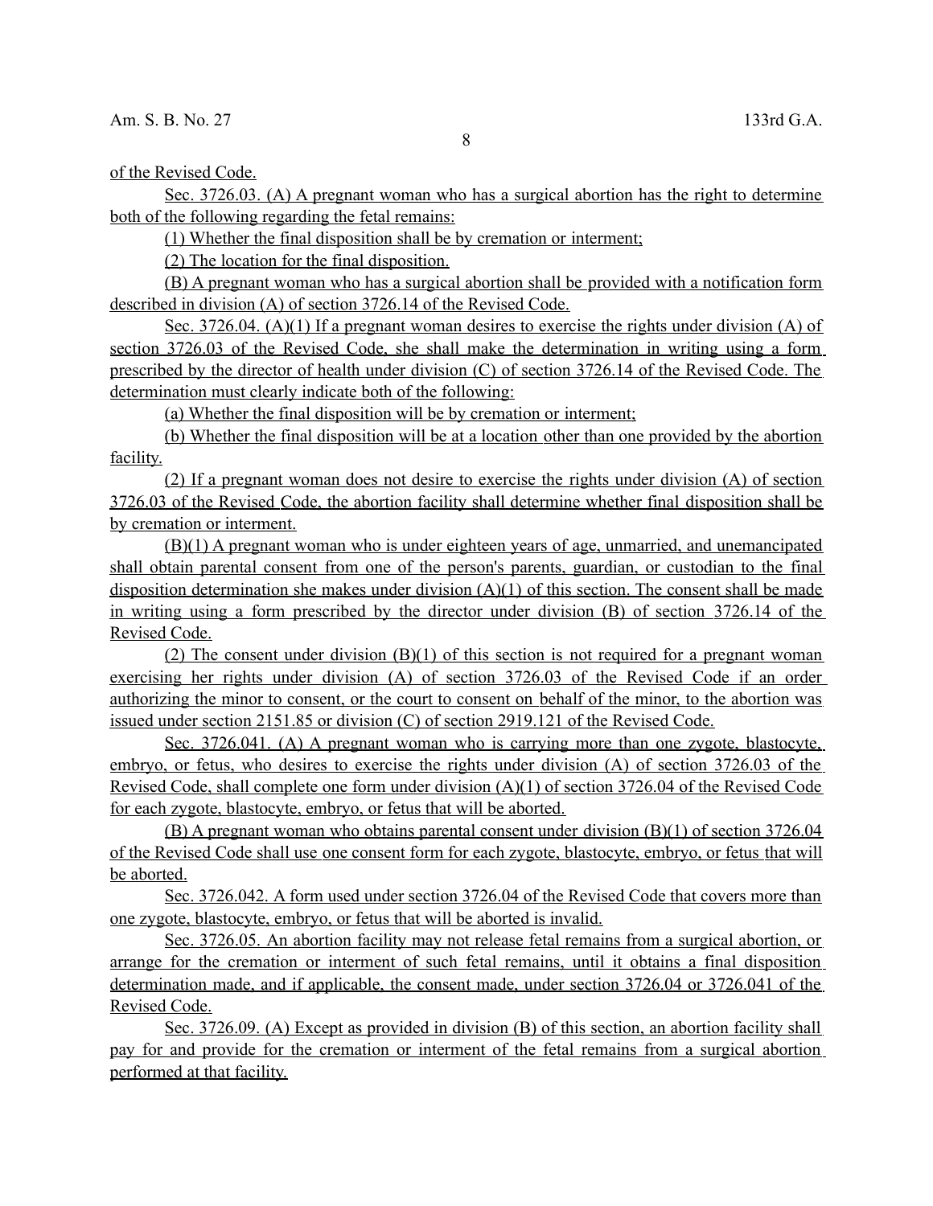of the Revised Code.

Sec. 3726.03. (A) A pregnant woman who has a surgical abortion has the right to determine both of the following regarding the fetal remains:

(1) Whether the final disposition shall be by cremation or interment;

(2) The location for the final disposition.

(B) A pregnant woman who has a surgical abortion shall be provided with a notification form described in division (A) of section 3726.14 of the Revised Code.

Sec. 3726.04. (A)(1) If a pregnant woman desires to exercise the rights under division (A) of section 3726.03 of the Revised Code, she shall make the determination in writing using a form prescribed by the director of health under division (C) of section 3726.14 of the Revised Code. The determination must clearly indicate both of the following:

(a) Whether the final disposition will be by cremation or interment;

(b) Whether the final disposition will be at a location other than one provided by the abortion facility.

(2) If a pregnant woman does not desire to exercise the rights under division (A) of section 3726.03 of the Revised Code, the abortion facility shall determine whether final disposition shall be by cremation or interment.

(B)(1) A pregnant woman who is under eighteen years of age, unmarried, and unemancipated shall obtain parental consent from one of the person's parents, guardian, or custodian to the final disposition determination she makes under division (A)(1) of this section. The consent shall be made in writing using a form prescribed by the director under division (B) of section 3726.14 of the Revised Code.

(2) The consent under division (B)(1) of this section is not required for a pregnant woman exercising her rights under division (A) of section 3726.03 of the Revised Code if an order authorizing the minor to consent, or the court to consent on behalf of the minor, to the abortion was issued under section 2151.85 or division (C) of section 2919.121 of the Revised Code.

Sec. 3726.041. (A) A pregnant woman who is carrying more than one zygote, blastocyte, embryo, or fetus, who desires to exercise the rights under division (A) of section 3726.03 of the Revised Code, shall complete one form under division (A)(1) of section 3726.04 of the Revised Code for each zygote, blastocyte, embryo, or fetus that will be aborted.

(B) A pregnant woman who obtains parental consent under division (B)(1) of section 3726.04 of the Revised Code shall use one consent form for each zygote, blastocyte, embryo, or fetus that will be aborted.

Sec. 3726.042. A form used under section 3726.04 of the Revised Code that covers more than one zygote, blastocyte, embryo, or fetus that will be aborted is invalid.

Sec. 3726.05. An abortion facility may not release fetal remains from a surgical abortion, or arrange for the cremation or interment of such fetal remains, until it obtains a final disposition determination made, and if applicable, the consent made, under section 3726.04 or 3726.041 of the Revised Code.

Sec. 3726.09. (A) Except as provided in division (B) of this section, an abortion facility shall pay for and provide for the cremation or interment of the fetal remains from a surgical abortion performed at that facility.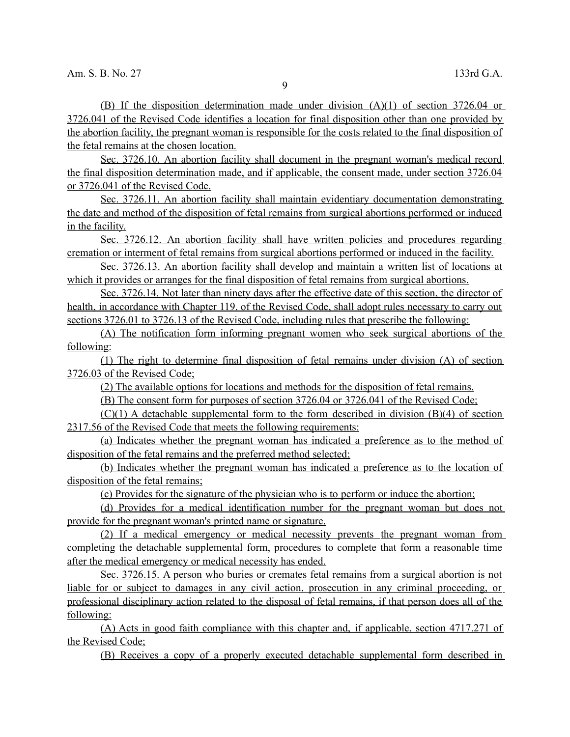(B) If the disposition determination made under division (A)(1) of section 3726.04 or 3726.041 of the Revised Code identifies a location for final disposition other than one provided by the abortion facility, the pregnant woman is responsible for the costs related to the final disposition of the fetal remains at the chosen location.

Sec. 3726.10. An abortion facility shall document in the pregnant woman's medical record the final disposition determination made, and if applicable, the consent made, under section 3726.04 or 3726.041 of the Revised Code.

Sec. 3726.11. An abortion facility shall maintain evidentiary documentation demonstrating the date and method of the disposition of fetal remains from surgical abortions performed or induced in the facility.

Sec. 3726.12. An abortion facility shall have written policies and procedures regarding cremation or interment of fetal remains from surgical abortions performed or induced in the facility.

Sec. 3726.13. An abortion facility shall develop and maintain a written list of locations at which it provides or arranges for the final disposition of fetal remains from surgical abortions.

Sec. 3726.14. Not later than ninety days after the effective date of this section, the director of health, in accordance with Chapter 119. of the Revised Code, shall adopt rules necessary to carry out sections 3726.01 to 3726.13 of the Revised Code, including rules that prescribe the following:

(A) The notification form informing pregnant women who seek surgical abortions of the following:

(1) The right to determine final disposition of fetal remains under division (A) of section 3726.03 of the Revised Code;

(2) The available options for locations and methods for the disposition of fetal remains.

(B) The consent form for purposes of section 3726.04 or 3726.041 of the Revised Code;

(C)(1) A detachable supplemental form to the form described in division (B)(4) of section 2317.56 of the Revised Code that meets the following requirements:

(a) Indicates whether the pregnant woman has indicated a preference as to the method of disposition of the fetal remains and the preferred method selected;

(b) Indicates whether the pregnant woman has indicated a preference as to the location of disposition of the fetal remains;

(c) Provides for the signature of the physician who is to perform or induce the abortion;

(d) Provides for a medical identification number for the pregnant woman but does not provide for the pregnant woman's printed name or signature.

(2) If a medical emergency or medical necessity prevents the pregnant woman from completing the detachable supplemental form, procedures to complete that form a reasonable time after the medical emergency or medical necessity has ended.

Sec. 3726.15. A person who buries or cremates fetal remains from a surgical abortion is not liable for or subject to damages in any civil action, prosecution in any criminal proceeding, or professional disciplinary action related to the disposal of fetal remains, if that person does all of the following:

(A) Acts in good faith compliance with this chapter and, if applicable, section 4717.271 of the Revised Code;

(B) Receives a copy of a properly executed detachable supplemental form described in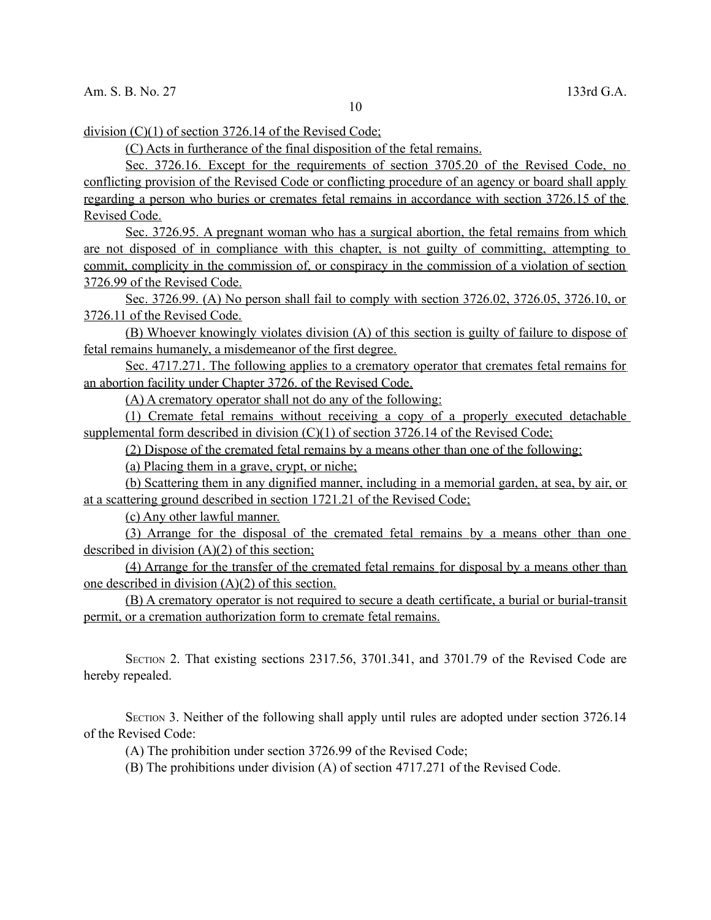division (C)(1) of section 3726.14 of the Revised Code;

(C) Acts in furtherance of the final disposition of the fetal remains.

Sec. 3726.16. Except for the requirements of section 3705.20 of the Revised Code, no conflicting provision of the Revised Code or conflicting procedure of an agency or board shall apply regarding a person who buries or cremates fetal remains in accordance with section 3726.15 of the Revised Code.

Sec. 3726.95. A pregnant woman who has a surgical abortion, the fetal remains from which are not disposed of in compliance with this chapter, is not guilty of committing, attempting to commit, complicity in the commission of, or conspiracy in the commission of a violation of section 3726.99 of the Revised Code.

Sec. 3726.99. (A) No person shall fail to comply with section 3726.02, 3726.05, 3726.10, or 3726.11 of the Revised Code.

(B) Whoever knowingly violates division (A) of this section is guilty of failure to dispose of fetal remains humanely, a misdemeanor of the first degree.

Sec. 4717.271. The following applies to a crematory operator that cremates fetal remains for an abortion facility under Chapter 3726. of the Revised Code.

(A) A crematory operator shall not do any of the following:

(1) Cremate fetal remains without receiving a copy of a properly executed detachable supplemental form described in division (C)(1) of section 3726.14 of the Revised Code;

(2) Dispose of the cremated fetal remains by a means other than one of the following:

(a) Placing them in a grave, crypt, or niche;

(b) Scattering them in any dignified manner, including in a memorial garden, at sea, by air, or at a scattering ground described in section 1721.21 of the Revised Code;

(c) Any other lawful manner.

(3) Arrange for the disposal of the cremated fetal remains by a means other than one described in division (A)(2) of this section;

(4) Arrange for the transfer of the cremated fetal remains for disposal by a means other than one described in division (A)(2) of this section.

(B) A crematory operator is not required to secure a death certificate, a burial or burial-transit permit, or a cremation authorization form to cremate fetal remains.

SECTION 2. That existing sections 2317.56, 3701.341, and 3701.79 of the Revised Code are hereby repealed.

SECTION 3. Neither of the following shall apply until rules are adopted under section 3726.14 of the Revised Code:

(A) The prohibition under section 3726.99 of the Revised Code;

(B) The prohibitions under division (A) of section 4717.271 of the Revised Code.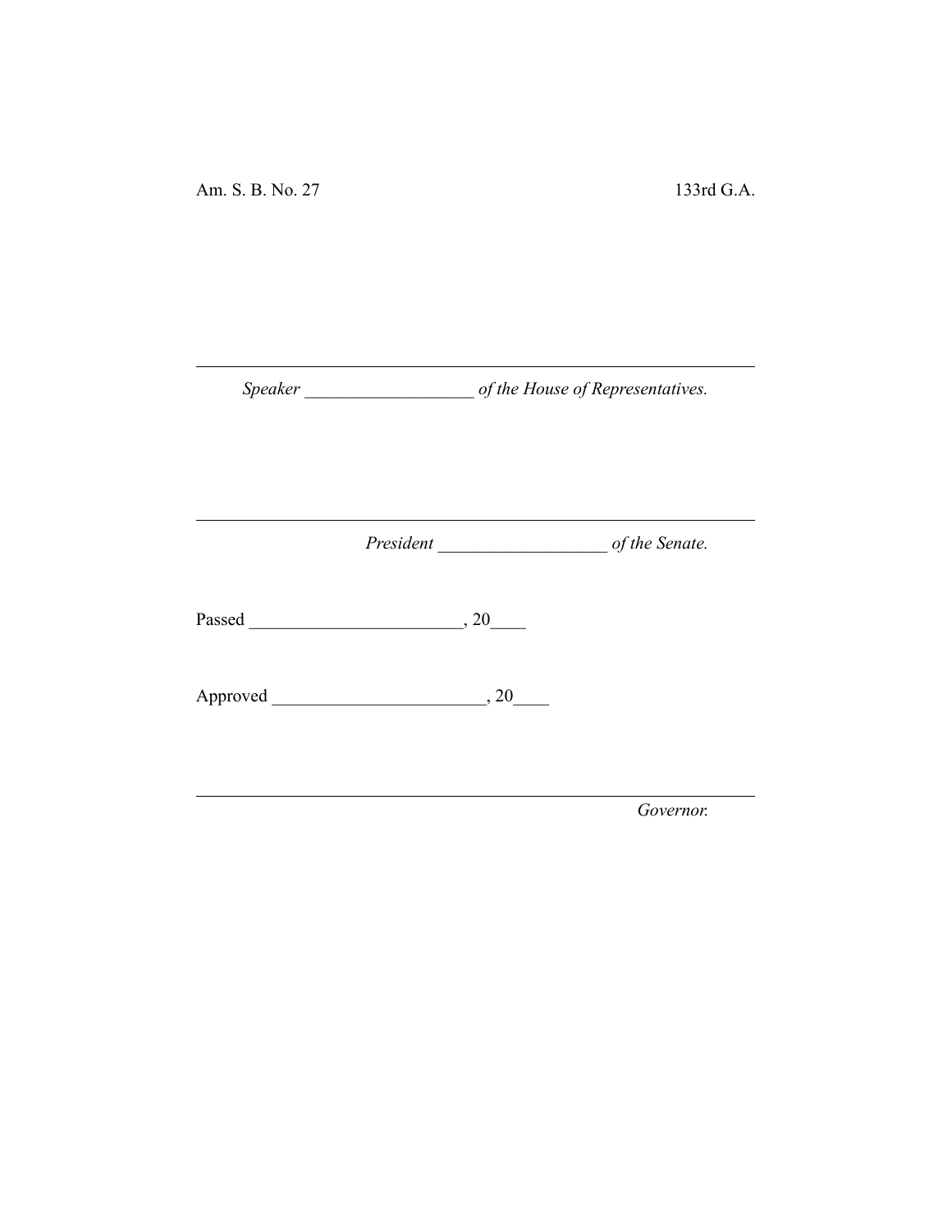Am. S. B. No. 27 133rd G.A.

---

*Speaker* ___________________ *of the House of Representatives.*

---

*President* ___________________ *of the Senate.*

Passed ________________________, 20____

Approved ________________________, 20____

---

*Governor.*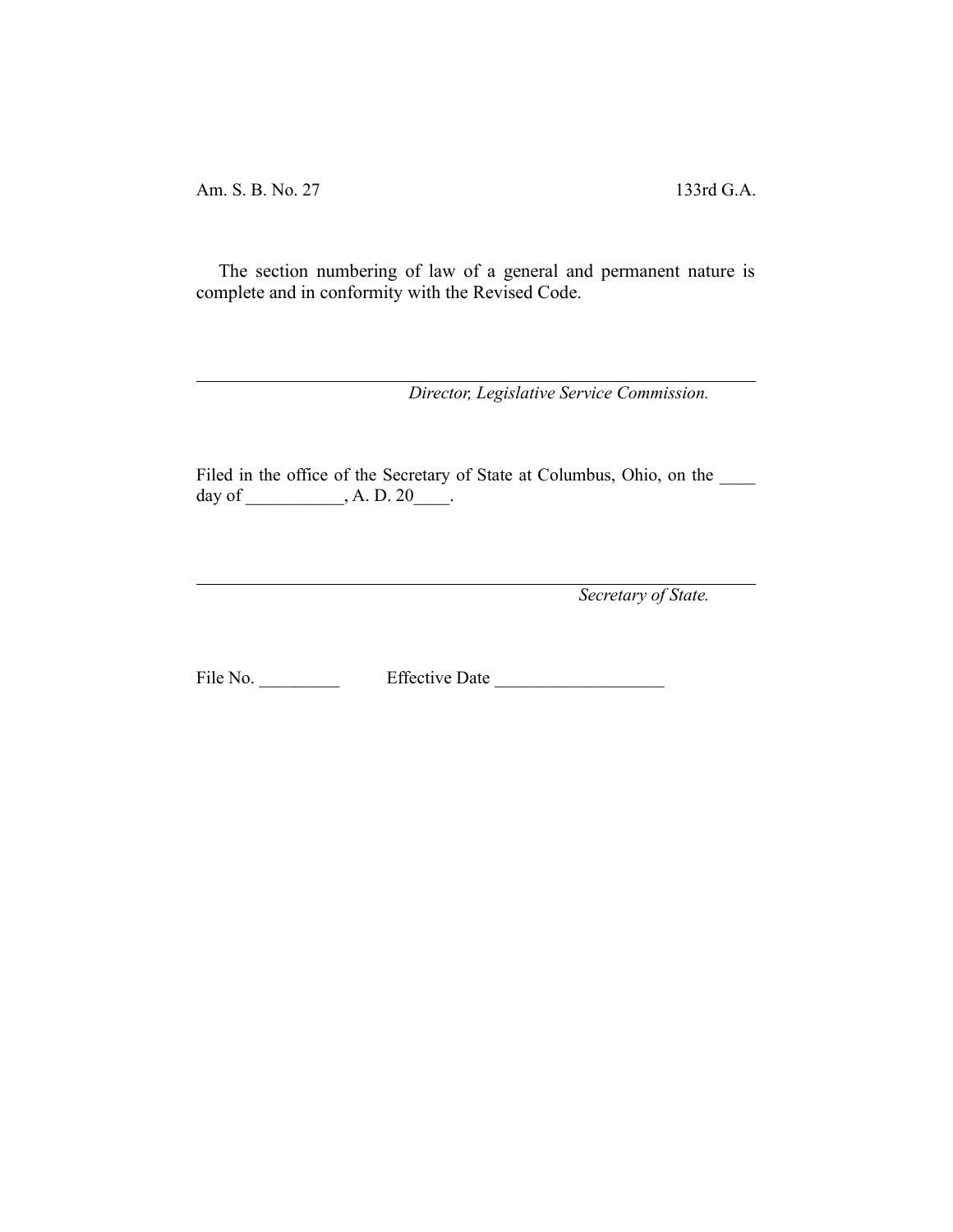Am. S. B. No. 27 133rd G.A.

The section numbering of law of a general and permanent nature is complete and in conformity with the Revised Code.

______________________________________________________

*Director, Legislative Service Commission.*

Filed in the office of the Secretary of State at Columbus, Ohio, on the ____ day of ___________, A. D. 20____.

______________________________________________________

*Secretary of State.*

File No. _________ Effective Date ___________________